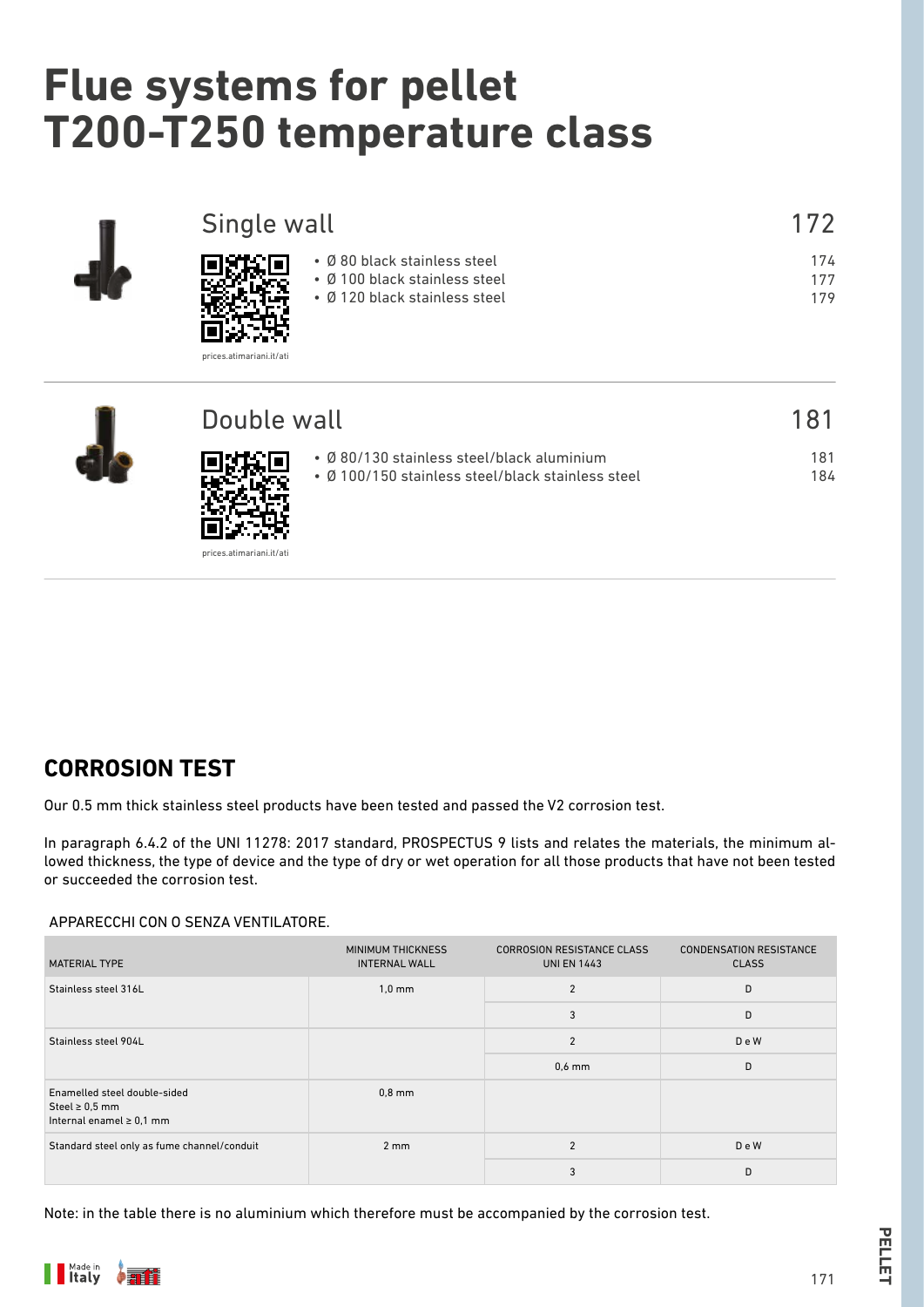# Flue systems for pellet T200-T250 temperature class

## Single wall — 172

prices.atimariani.it/ati

- Ø 80 black stainless steel — 174
- Ø 100 black stainless steel — 177
- Ø 120 black stainless steel — 179

## Double wall — 181

prices.atimariani.it/ati

- Ø 80/130 stainless steel/black aluminium — 181
- Ø 100/150 stainless steel/black stainless steel — 184

## CORROSION TEST

Our 0.5 mm thick stainless steel products have been tested and passed the V2 corrosion test.

In paragraph 6.4.2 of the UNI 11278: 2017 standard, PROSPECTUS 9 lists and relates the materials, the minimum allowed thickness, the type of device and the type of dry or wet operation for all those products that have not been tested or succeeded the corrosion test.

APPARECCHI CON O SENZA VENTILATORE.

| MATERIAL TYPE | MINIMUM THICKNESS INTERNAL WALL | CORROSION RESISTANCE CLASS UNI EN 1443 | CONDENSATION RESISTANCE CLASS |
|---|---|---|---|
| Stainless steel 316L | 1,0 mm | 2 | D |
| | | 3 | D |
| Stainless steel 904L | | 2 | D e W |
| | | 0,6 mm | D |
| Enamelled steel double-sided<br>Steel ≥ 0,5 mm<br>Internal enamel ≥ 0,1 mm | 0,8 mm | | |
| Standard steel only as fume channel/conduit | 2 mm | 2 | D e W |
| | | 3 | D |

Note: in the table there is no aluminium which therefore must be accompanied by the corrosion test.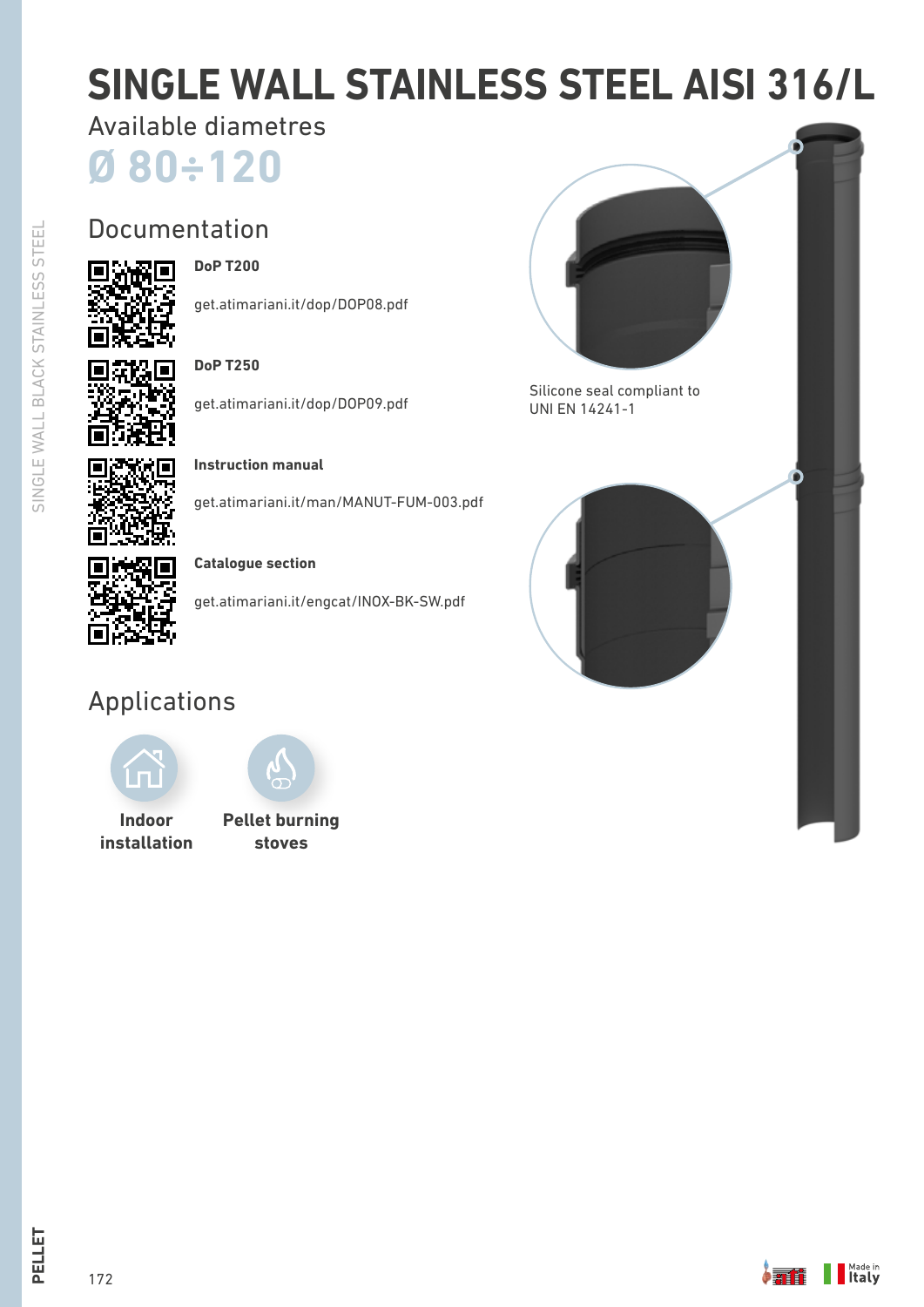# SINGLE WALL STAINLESS STEEL AISI 316/L

Available diametres

**Ø 80÷120**

## Documentation

**DoP T200**

get.atimariani.it/dop/DOP08.pdf

**DoP T250**

get.atimariani.it/dop/DOP09.pdf

**Instruction manual**

get.atimariani.it/man/MANUT-FUM-003.pdf

**Catalogue section**

get.atimariani.it/engcat/INOX-BK-SW.pdf

Silicone seal compliant to UNI EN 14241-1

## Applications

**Indoor installation**

**Pellet burning stoves**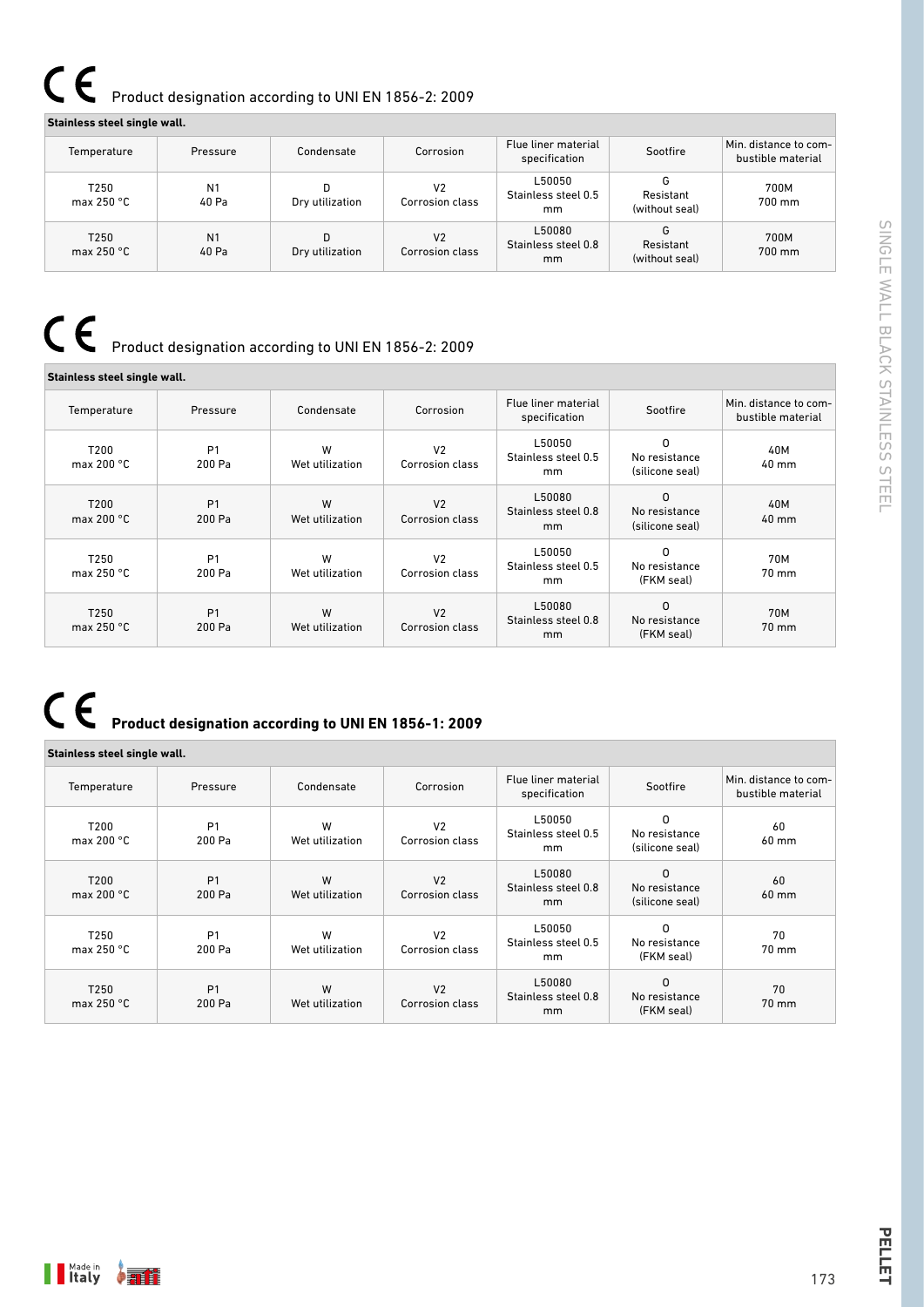## CE Product designation according to UNI EN 1856-2: 2009

| Stainless steel single wall. | | | | | | |
|---|---|---|---|---|---|---|
| Temperature | Pressure | Condensate | Corrosion | Flue liner material specification | Sootfire | Min. distance to combustible material |
| T250 max 250 °C | N1 40 Pa | D Dry utilization | V2 Corrosion class | L50050 Stainless steel 0.5 mm | G Resistant (without seal) | 700M 700 mm |
| T250 max 250 °C | N1 40 Pa | D Dry utilization | V2 Corrosion class | L50080 Stainless steel 0.8 mm | G Resistant (without seal) | 700M 700 mm |

## CE Product designation according to UNI EN 1856-2: 2009

| Stainless steel single wall. | | | | | | |
|---|---|---|---|---|---|---|
| Temperature | Pressure | Condensate | Corrosion | Flue liner material specification | Sootfire | Min. distance to combustible material |
| T200 max 200 °C | P1 200 Pa | W Wet utilization | V2 Corrosion class | L50050 Stainless steel 0.5 mm | O No resistance (silicone seal) | 40M 40 mm |
| T200 max 200 °C | P1 200 Pa | W Wet utilization | V2 Corrosion class | L50080 Stainless steel 0.8 mm | O No resistance (silicone seal) | 40M 40 mm |
| T250 max 250 °C | P1 200 Pa | W Wet utilization | V2 Corrosion class | L50050 Stainless steel 0.5 mm | O No resistance (FKM seal) | 70M 70 mm |
| T250 max 250 °C | P1 200 Pa | W Wet utilization | V2 Corrosion class | L50080 Stainless steel 0.8 mm | O No resistance (FKM seal) | 70M 70 mm |

## CE **Product designation according to UNI EN 1856-1: 2009**

| Stainless steel single wall. | | | | | | |
|---|---|---|---|---|---|---|
| Temperature | Pressure | Condensate | Corrosion | Flue liner material specification | Sootfire | Min. distance to combustible material |
| T200 max 200 °C | P1 200 Pa | W Wet utilization | V2 Corrosion class | L50050 Stainless steel 0.5 mm | O No resistance (silicone seal) | 60 60 mm |
| T200 max 200 °C | P1 200 Pa | W Wet utilization | V2 Corrosion class | L50080 Stainless steel 0.8 mm | O No resistance (silicone seal) | 60 60 mm |
| T250 max 250 °C | P1 200 Pa | W Wet utilization | V2 Corrosion class | L50050 Stainless steel 0.5 mm | O No resistance (FKM seal) | 70 70 mm |
| T250 max 250 °C | P1 200 Pa | W Wet utilization | V2 Corrosion class | L50080 Stainless steel 0.8 mm | O No resistance (FKM seal) | 70 70 mm |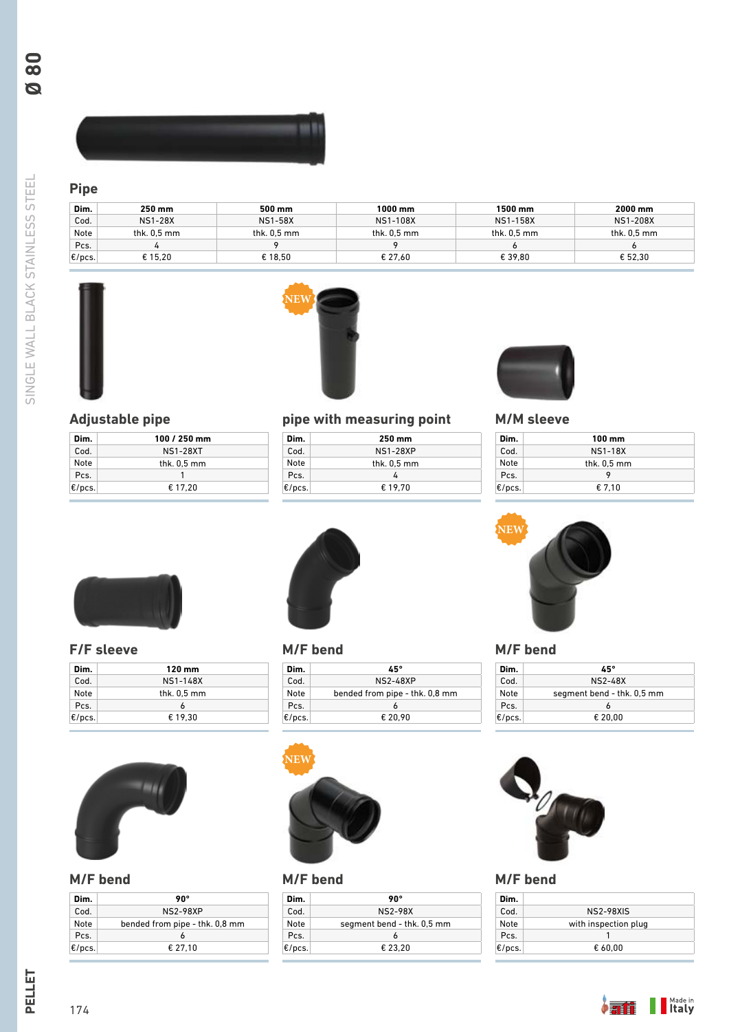## Pipe

| Dim. | 250 mm | 500 mm | 1000 mm | 1500 mm | 2000 mm |
|---|---|---|---|---|---|
| Cod. | NS1-28X | NS1-58X | NS1-108X | NS1-158X | NS1-208X |
| Note | thk. 0,5 mm | thk. 0,5 mm | thk. 0,5 mm | thk. 0,5 mm | thk. 0,5 mm |
| Pcs. | 4 | 9 | 9 | 6 | 6 |
| €/pcs. | € 15,20 | € 18,50 | € 27,60 | € 39,80 | € 52,30 |

## Adjustable pipe

| Dim. | 100 / 250 mm |
|---|---|
| Cod. | NS1-28XT |
| Note | thk. 0,5 mm |
| Pcs. | 1 |
| €/pcs. | € 17,20 |

NEW

## pipe with measuring point

| Dim. | 250 mm |
|---|---|
| Cod. | NS1-28XP |
| Note | thk. 0,5 mm |
| Pcs. | 4 |
| €/pcs. | € 19,70 |

## M/M sleeve

| Dim. | 100 mm |
|---|---|
| Cod. | NS1-18X |
| Note | thk. 0,5 mm |
| Pcs. | 9 |
| €/pcs. | € 7,10 |

## F/F sleeve

| Dim. | 120 mm |
|---|---|
| Cod. | NS1-148X |
| Note | thk. 0,5 mm |
| Pcs. | 6 |
| €/pcs. | € 19,30 |

## M/F bend

| Dim. | 45° |
|---|---|
| Cod. | NS2-48XP |
| Note | bended from pipe - thk. 0,8 mm |
| Pcs. | 6 |
| €/pcs. | € 20,90 |

NEW

## M/F bend

| Dim. | 45° |
|---|---|
| Cod. | NS2-48X |
| Note | segment bend - thk. 0,5 mm |
| Pcs. | 6 |
| €/pcs. | € 20,00 |

## M/F bend

| Dim. | 90° |
|---|---|
| Cod. | NS2-98XP |
| Note | bended from pipe - thk. 0,8 mm |
| Pcs. | 6 |
| €/pcs. | € 27,10 |

NEW

## M/F bend

| Dim. | 90° |
|---|---|
| Cod. | NS2-98X |
| Note | segment bend - thk. 0,5 mm |
| Pcs. | 6 |
| €/pcs. | € 23,20 |

## M/F bend

| Dim. | |
|---|---|
| Cod. | NS2-98XIS |
| Note | with inspection plug |
| Pcs. | 1 |
| €/pcs. | € 60,00 |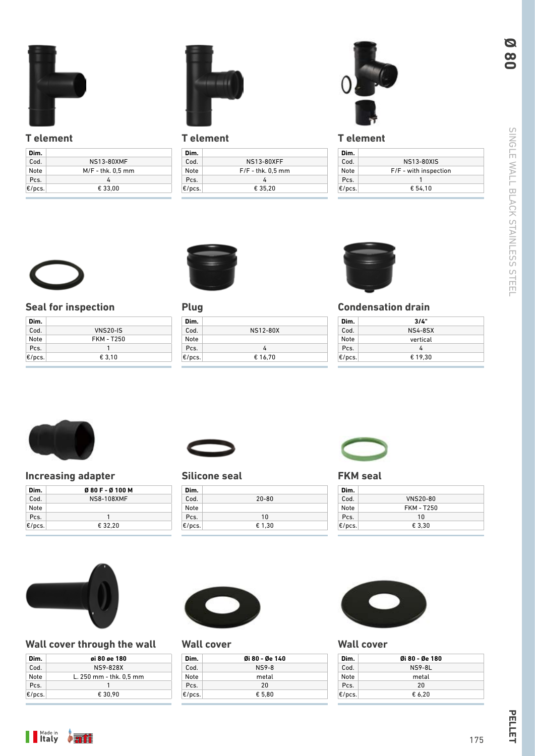## T element

| Dim. | |
|---|---|
| Cod. | NS13-80XMF |
| Note | M/F - thk. 0,5 mm |
| Pcs. | 4 |
| €/pcs. | € 33,00 |

## T element

| Dim. | |
|---|---|
| Cod. | NS13-80XFF |
| Note | F/F - thk. 0,5 mm |
| Pcs. | 4 |
| €/pcs. | € 35,20 |

## T element

| Dim. | |
|---|---|
| Cod. | NS13-80XIS |
| Note | F/F - with inspection |
| Pcs. | 1 |
| €/pcs. | € 54,10 |

## Seal for inspection

| Dim. | |
|---|---|
| Cod. | VNS20-IS |
| Note | FKM - T250 |
| Pcs. | 1 |
| €/pcs. | € 3,10 |

## Plug

| Dim. | |
|---|---|
| Cod. | NS12-80X |
| Note | |
| Pcs. | 4 |
| €/pcs. | € 16,70 |

## Condensation drain

| Dim. | 3/4" |
|---|---|
| Cod. | NS4-8SX |
| Note | vertical |
| Pcs. | 4 |
| €/pcs. | € 19,30 |

## Increasing adapter

| Dim. | Ø 80 F - Ø 100 M |
|---|---|
| Cod. | NS8-108XMF |
| Note | |
| Pcs. | 1 |
| €/pcs. | € 32,20 |

## Silicone seal

| Dim. | |
|---|---|
| Cod. | 20-80 |
| Note | |
| Pcs. | 10 |
| €/pcs. | € 1,30 |

## FKM seal

| Dim. | |
|---|---|
| Cod. | VNS20-80 |
| Note | FKM - T250 |
| Pcs. | 10 |
| €/pcs. | € 3,30 |

## Wall cover through the wall

| Dim. | øi 80 øe 180 |
|---|---|
| Cod. | NS9-828X |
| Note | L. 250 mm - thk. 0,5 mm |
| Pcs. | 1 |
| €/pcs. | € 30,90 |

## Wall cover

| Dim. | Øi 80 - Øe 140 |
|---|---|
| Cod. | NS9-8 |
| Note | metal |
| Pcs. | 20 |
| €/pcs. | € 5,80 |

## Wall cover

| Dim. | Øi 80 - Øe 180 |
|---|---|
| Cod. | NS9-8L |
| Note | metal |
| Pcs. | 20 |
| €/pcs. | € 6,20 |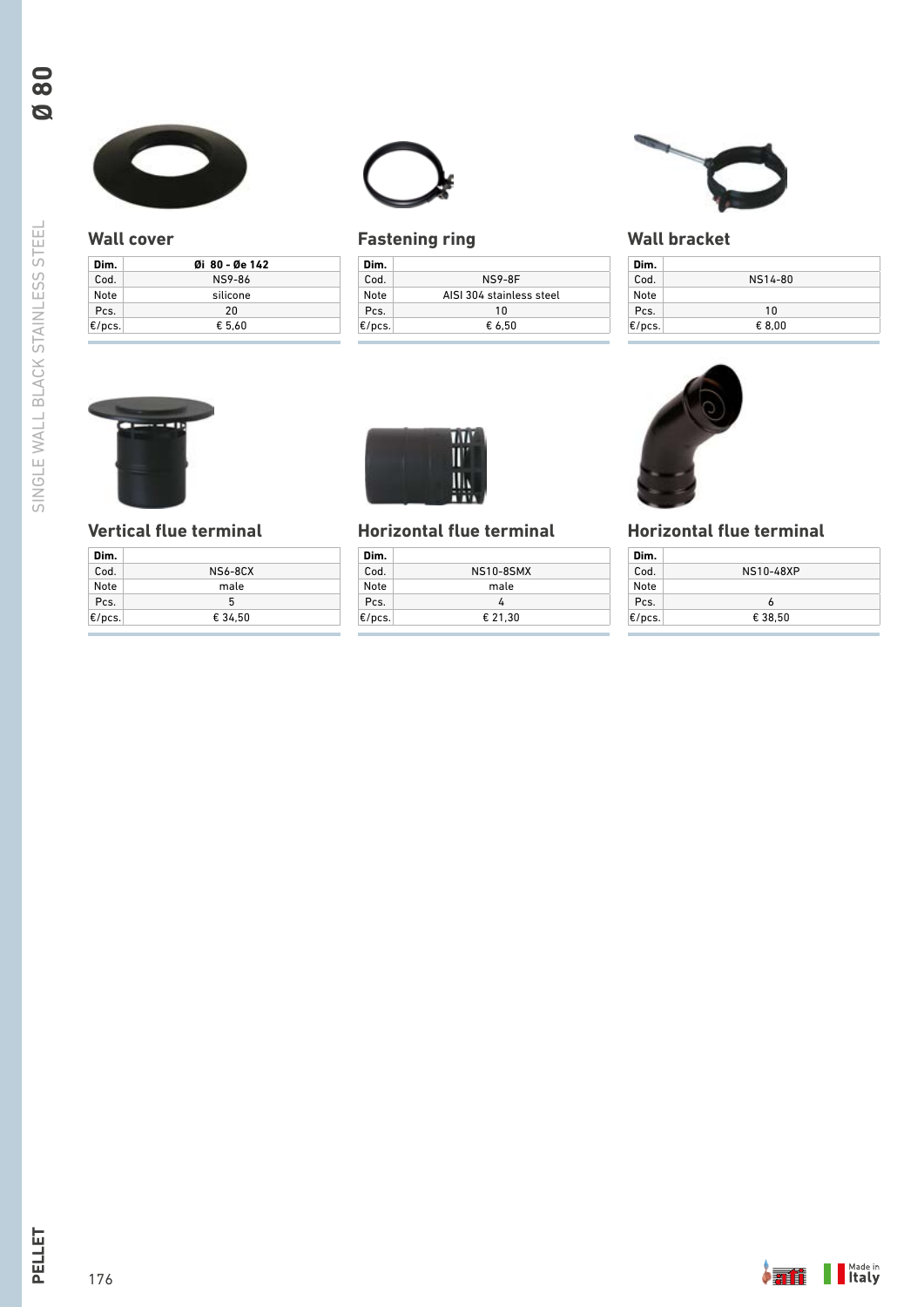## Wall cover

| Dim. | Øi 80 - Øe 142 |
|---|---|
| Cod. | NS9-86 |
| Note | silicone |
| Pcs. | 20 |
| €/pcs. | € 5,60 |

## Fastening ring

| Dim. | |
|---|---|
| Cod. | NS9-8F |
| Note | AISI 304 stainless steel |
| Pcs. | 10 |
| €/pcs. | € 6,50 |

## Wall bracket

| Dim. | |
|---|---|
| Cod. | NS14-80 |
| Note | |
| Pcs. | 10 |
| €/pcs. | € 8,00 |

## Vertical flue terminal

| Dim. | |
|---|---|
| Cod. | NS6-8CX |
| Note | male |
| Pcs. | 5 |
| €/pcs. | € 34,50 |

## Horizontal flue terminal

| Dim. | |
|---|---|
| Cod. | NS10-8SMX |
| Note | male |
| Pcs. | 4 |
| €/pcs. | € 21,30 |

## Horizontal flue terminal

| Dim. | |
|---|---|
| Cod. | NS10-48XP |
| Note | |
| Pcs. | 6 |
| €/pcs. | € 38,50 |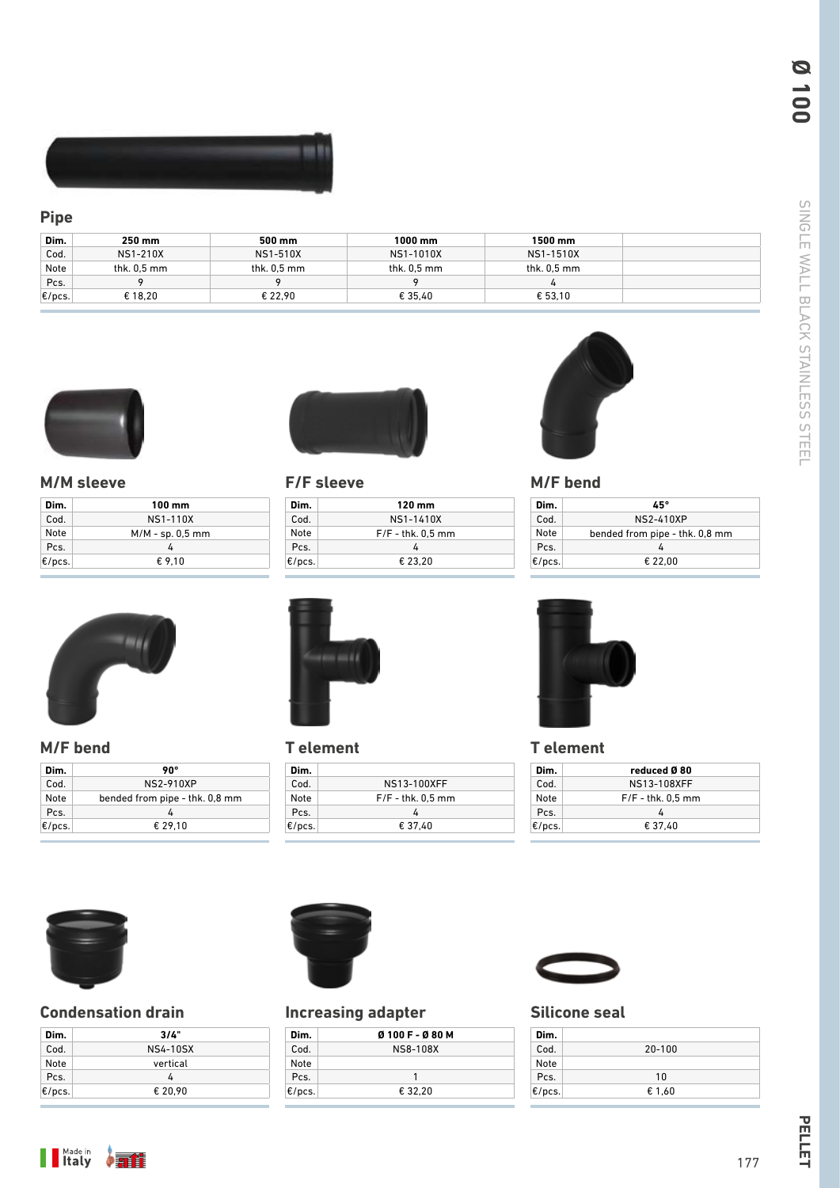## Pipe

| Dim. | 250 mm | 500 mm | 1000 mm | 1500 mm | |
|---|---|---|---|---|---|
| Cod. | NS1-210X | NS1-510X | NS1-1010X | NS1-1510X | |
| Note | thk. 0,5 mm | thk. 0,5 mm | thk. 0,5 mm | thk. 0,5 mm | |
| Pcs. | 9 | 9 | 9 | 4 | |
| €/pcs. | € 18,20 | € 22,90 | € 35,40 | € 53,10 | |

## M/M sleeve

| Dim. | 100 mm |
|---|---|
| Cod. | NS1-110X |
| Note | M/M - sp. 0,5 mm |
| Pcs. | 4 |
| €/pcs. | € 9,10 |

## F/F sleeve

| Dim. | 120 mm |
|---|---|
| Cod. | NS1-1410X |
| Note | F/F - thk. 0,5 mm |
| Pcs. | 4 |
| €/pcs. | € 23,20 |

## M/F bend

| Dim. | 45° |
|---|---|
| Cod. | NS2-410XP |
| Note | bended from pipe - thk. 0,8 mm |
| Pcs. | 4 |
| €/pcs. | € 22,00 |

## M/F bend

| Dim. | 90° |
|---|---|
| Cod. | NS2-910XP |
| Note | bended from pipe - thk. 0,8 mm |
| Pcs. | 4 |
| €/pcs. | € 29,10 |

## T element

| Dim. | |
|---|---|
| Cod. | NS13-100XFF |
| Note | F/F - thk. 0,5 mm |
| Pcs. | 4 |
| €/pcs. | € 37,40 |

## T element

| Dim. | reduced Ø 80 |
|---|---|
| Cod. | NS13-108XFF |
| Note | F/F - thk. 0,5 mm |
| Pcs. | 4 |
| €/pcs. | € 37,40 |

## Condensation drain

| Dim. | 3/4" |
|---|---|
| Cod. | NS4-10SX |
| Note | vertical |
| Pcs. | 4 |
| €/pcs. | € 20,90 |

## Increasing adapter

| Dim. | Ø 100 F - Ø 80 M |
|---|---|
| Cod. | NS8-108X |
| Note | |
| Pcs. | 1 |
| €/pcs. | € 32,20 |

## Silicone seal

| Dim. | |
|---|---|
| Cod. | 20-100 |
| Note | |
| Pcs. | 10 |
| €/pcs. | € 1,60 |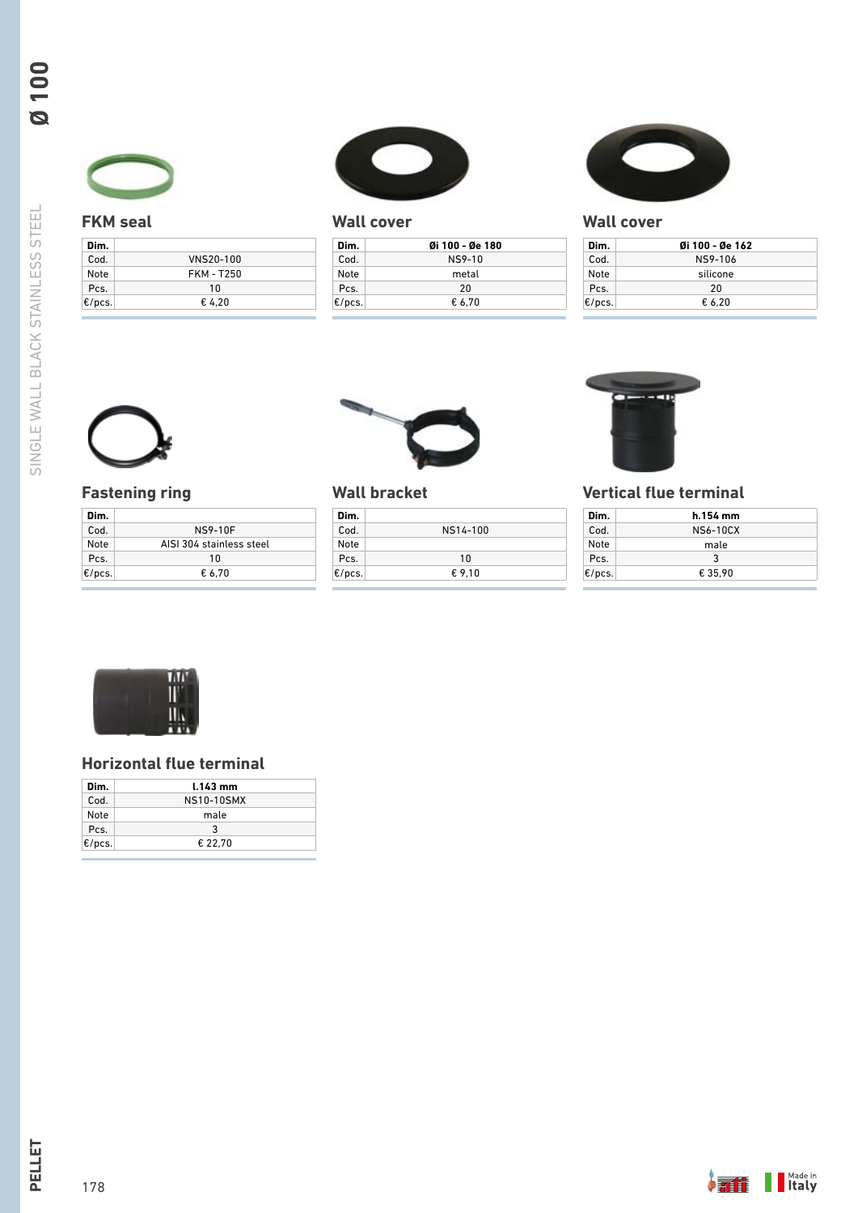## FKM seal

| Dim. | |
|---|---|
| Cod. | VNS20-100 |
| Note | FKM - T250 |
| Pcs. | 10 |
| €/pcs. | € 4,20 |

## Wall cover

| Dim. | Øi 100 - Øe 180 |
|---|---|
| Cod. | NS9-10 |
| Note | metal |
| Pcs. | 20 |
| €/pcs. | € 6,70 |

## Wall cover

| Dim. | Øi 100 - Øe 162 |
|---|---|
| Cod. | NS9-106 |
| Note | silicone |
| Pcs. | 20 |
| €/pcs. | € 6,20 |

## Fastening ring

| Dim. | |
|---|---|
| Cod. | NS9-10F |
| Note | AISI 304 stainless steel |
| Pcs. | 10 |
| €/pcs. | € 6,70 |

## Wall bracket

| Dim. | |
|---|---|
| Cod. | NS14-100 |
| Note | |
| Pcs. | 10 |
| €/pcs. | € 9,10 |

## Vertical flue terminal

| Dim. | h.154 mm |
|---|---|
| Cod. | NS6-10CX |
| Note | male |
| Pcs. | 3 |
| €/pcs. | € 35,90 |

## Horizontal flue terminal

| Dim. | l.143 mm |
|---|---|
| Cod. | NS10-10SMX |
| Note | male |
| Pcs. | 3 |
| €/pcs. | € 22,70 |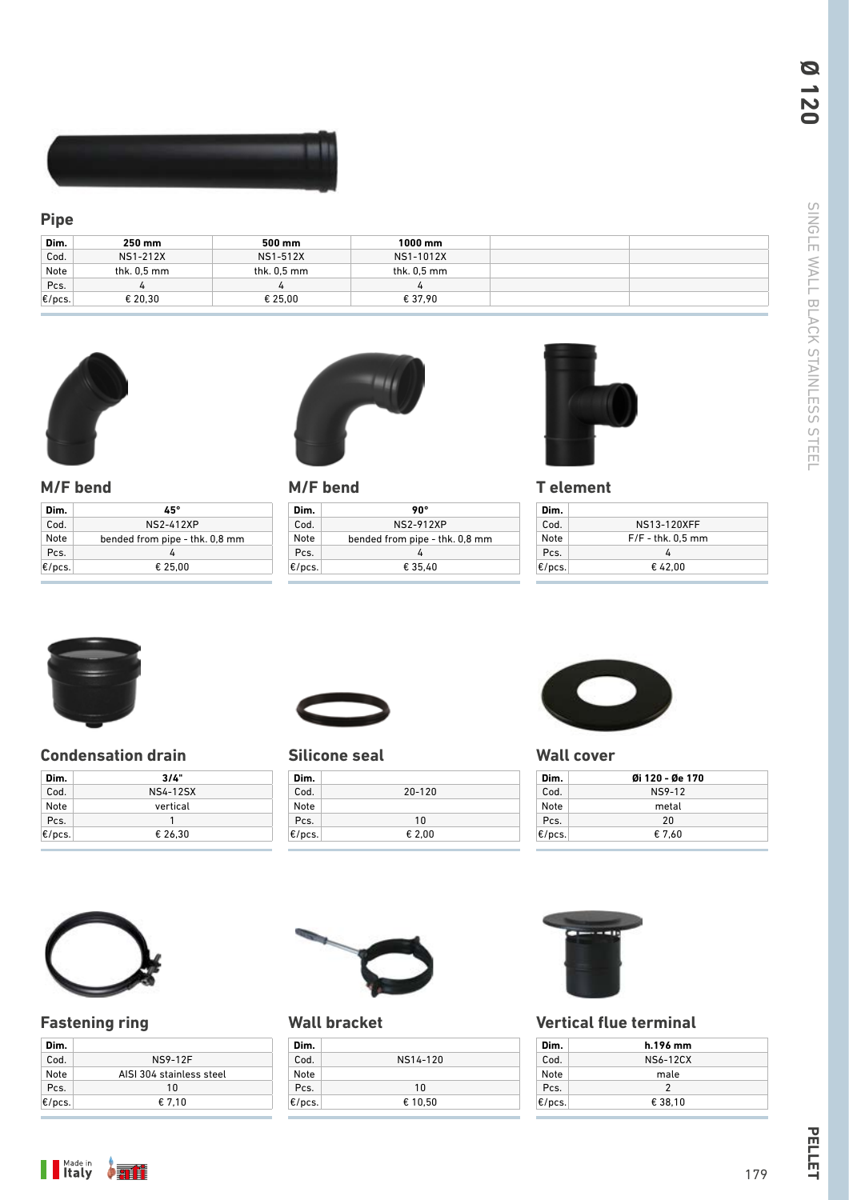## Pipe

| Dim. | 250 mm | 500 mm | 1000 mm | | |
|---|---|---|---|---|---|
| Cod. | NS1-212X | NS1-512X | NS1-1012X | | |
| Note | thk. 0,5 mm | thk. 0,5 mm | thk. 0,5 mm | | |
| Pcs. | 4 | 4 | 4 | | |
| €/pcs. | € 20,30 | € 25,00 | € 37,90 | | |

## M/F bend

| Dim. | 45° |
|---|---|
| Cod. | NS2-412XP |
| Note | bended from pipe - thk. 0,8 mm |
| Pcs. | 4 |
| €/pcs. | € 25,00 |

## M/F bend

| Dim. | 90° |
|---|---|
| Cod. | NS2-912XP |
| Note | bended from pipe - thk. 0,8 mm |
| Pcs. | 4 |
| €/pcs. | € 35,40 |

## T element

| Dim. | |
|---|---|
| Cod. | NS13-120XFF |
| Note | F/F - thk. 0,5 mm |
| Pcs. | 4 |
| €/pcs. | € 42,00 |

## Condensation drain

| Dim. | 3/4" |
|---|---|
| Cod. | NS4-12SX |
| Note | vertical |
| Pcs. | 1 |
| €/pcs. | € 26,30 |

## Silicone seal

| Dim. | |
|---|---|
| Cod. | 20-120 |
| Note | |
| Pcs. | 10 |
| €/pcs. | € 2,00 |

## Wall cover

| Dim. | Øi 120 - Øe 170 |
|---|---|
| Cod. | NS9-12 |
| Note | metal |
| Pcs. | 20 |
| €/pcs. | € 7,60 |

## Fastening ring

| Dim. | |
|---|---|
| Cod. | NS9-12F |
| Note | AISI 304 stainless steel |
| Pcs. | 10 |
| €/pcs. | € 7,10 |

## Wall bracket

| Dim. | |
|---|---|
| Cod. | NS14-120 |
| Note | |
| Pcs. | 10 |
| €/pcs. | € 10,50 |

## Vertical flue terminal

| Dim. | h.196 mm |
|---|---|
| Cod. | NS6-12CX |
| Note | male |
| Pcs. | 2 |
| €/pcs. | € 38,10 |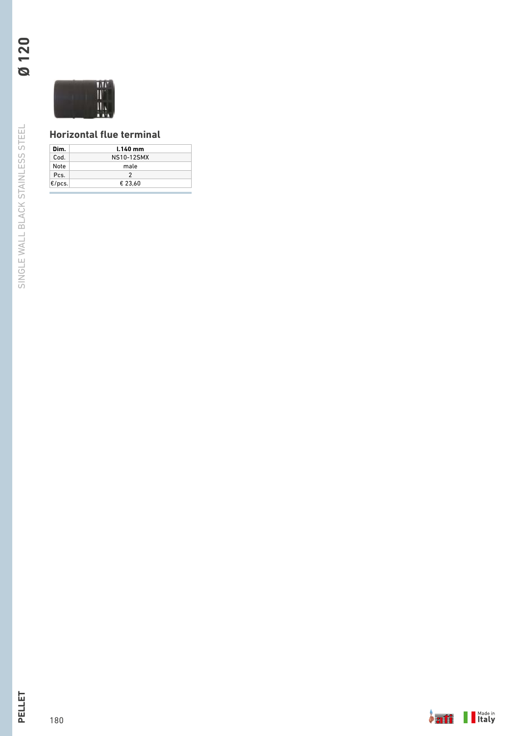## Horizontal flue terminal

| Dim. | l.140 mm |
|---|---|
| Cod. | NS10-12SMX |
| Note | male |
| Pcs. | 2 |
| €/pcs. | € 23,60 |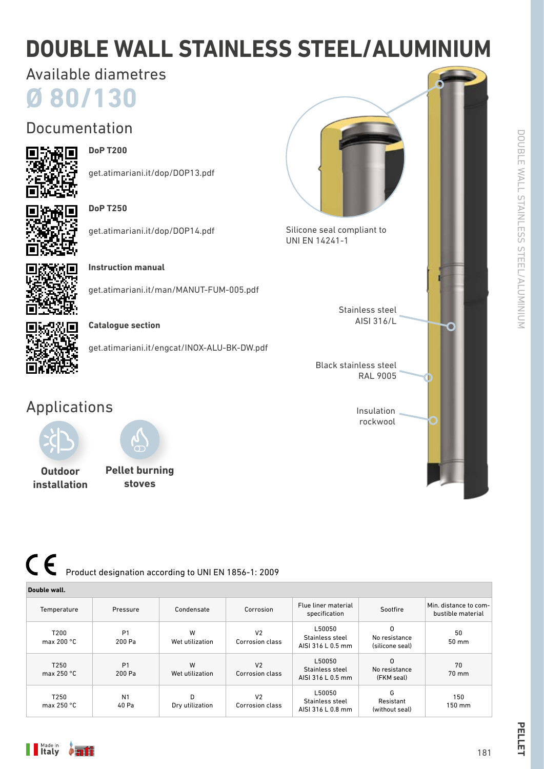# DOUBLE WALL STAINLESS STEEL/ALUMINIUM

## Available diametres

## Ø 80/130

## Documentation

**DoP T200**

get.atimariani.it/dop/DOP13.pdf

**DoP T250**

get.atimariani.it/dop/DOP14.pdf

**Instruction manual**

get.atimariani.it/man/MANUT-FUM-005.pdf

**Catalogue section**

get.atimariani.it/engcat/INOX-ALU-BK-DW.pdf

Silicone seal compliant to UNI EN 14241-1

Stainless steel AISI 316/L

Black stainless steel RAL 9005

Insulation rockwool

## Applications

**Outdoor installation**

**Pellet burning stoves**

CE Product designation according to UNI EN 1856-1: 2009

| **Double wall.** | | | | | | |
|---|---|---|---|---|---|---|
| Temperature | Pressure | Condensate | Corrosion | Flue liner material specification | Sootfire | Min. distance to combustible material |
| T200<br>max 200 °C | P1<br>200 Pa | W<br>Wet utilization | V2<br>Corrosion class | L50050<br>Stainless steel<br>AISI 316 L 0.5 mm | O<br>No resistance<br>(silicone seal) | 50<br>50 mm |
| T250<br>max 250 °C | P1<br>200 Pa | W<br>Wet utilization | V2<br>Corrosion class | L50050<br>Stainless steel<br>AISI 316 L 0.5 mm | O<br>No resistance<br>(FKM seal) | 70<br>70 mm |
| T250<br>max 250 °C | N1<br>40 Pa | D<br>Dry utilization | V2<br>Corrosion class | L50050<br>Stainless steel<br>AISI 316 L 0.8 mm | G<br>Resistant<br>(without seal) | 150<br>150 mm |

Made in Italy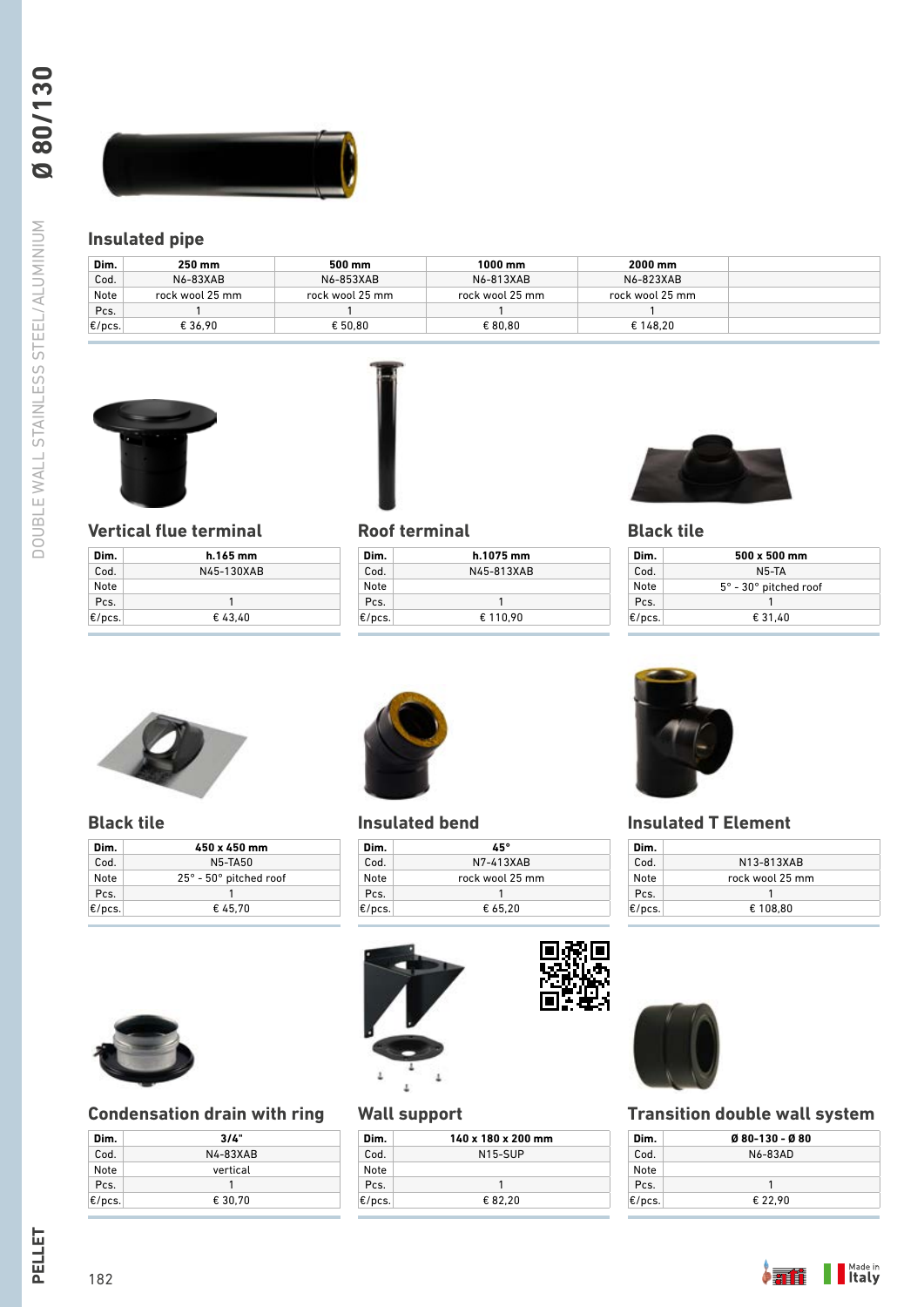## Insulated pipe

| Dim. | 250 mm | 500 mm | 1000 mm | 2000 mm | |
|---|---|---|---|---|---|
| Cod. | N6-83XAB | N6-853XAB | N6-813XAB | N6-823XAB | |
| Note | rock wool 25 mm | rock wool 25 mm | rock wool 25 mm | rock wool 25 mm | |
| Pcs. | 1 | 1 | 1 | 1 | |
| €/pcs. | € 36,90 | € 50,80 | € 80,80 | € 148,20 | |

## Vertical flue terminal

| Dim. | h.165 mm |
|---|---|
| Cod. | N45-130XAB |
| Note | |
| Pcs. | 1 |
| €/pcs. | € 43,40 |

## Roof terminal

| Dim. | h.1075 mm |
|---|---|
| Cod. | N45-813XAB |
| Note | |
| Pcs. | 1 |
| €/pcs. | € 110,90 |

## Black tile

| Dim. | 500 x 500 mm |
|---|---|
| Cod. | N5-TA |
| Note | 5° - 30° pitched roof |
| Pcs. | 1 |
| €/pcs. | € 31,40 |

## Black tile

| Dim. | 450 x 450 mm |
|---|---|
| Cod. | N5-TA50 |
| Note | 25° - 50° pitched roof |
| Pcs. | 1 |
| €/pcs. | € 45,70 |

## Insulated bend

| Dim. | 45° |
|---|---|
| Cod. | N7-413XAB |
| Note | rock wool 25 mm |
| Pcs. | 1 |
| €/pcs. | € 65,20 |

## Insulated T Element

| Dim. | |
|---|---|
| Cod. | N13-813XAB |
| Note | rock wool 25 mm |
| Pcs. | 1 |
| €/pcs. | € 108,80 |

## Condensation drain with ring

| Dim. | 3/4" |
|---|---|
| Cod. | N4-83XAB |
| Note | vertical |
| Pcs. | 1 |
| €/pcs. | € 30,70 |

## Wall support

| Dim. | 140 x 180 x 200 mm |
|---|---|
| Cod. | N15-SUP |
| Note | |
| Pcs. | 1 |
| €/pcs. | € 82,20 |

## Transition double wall system

| Dim. | Ø 80-130 - Ø 80 |
|---|---|
| Cod. | N6-83AD |
| Note | |
| Pcs. | 1 |
| €/pcs. | € 22,90 |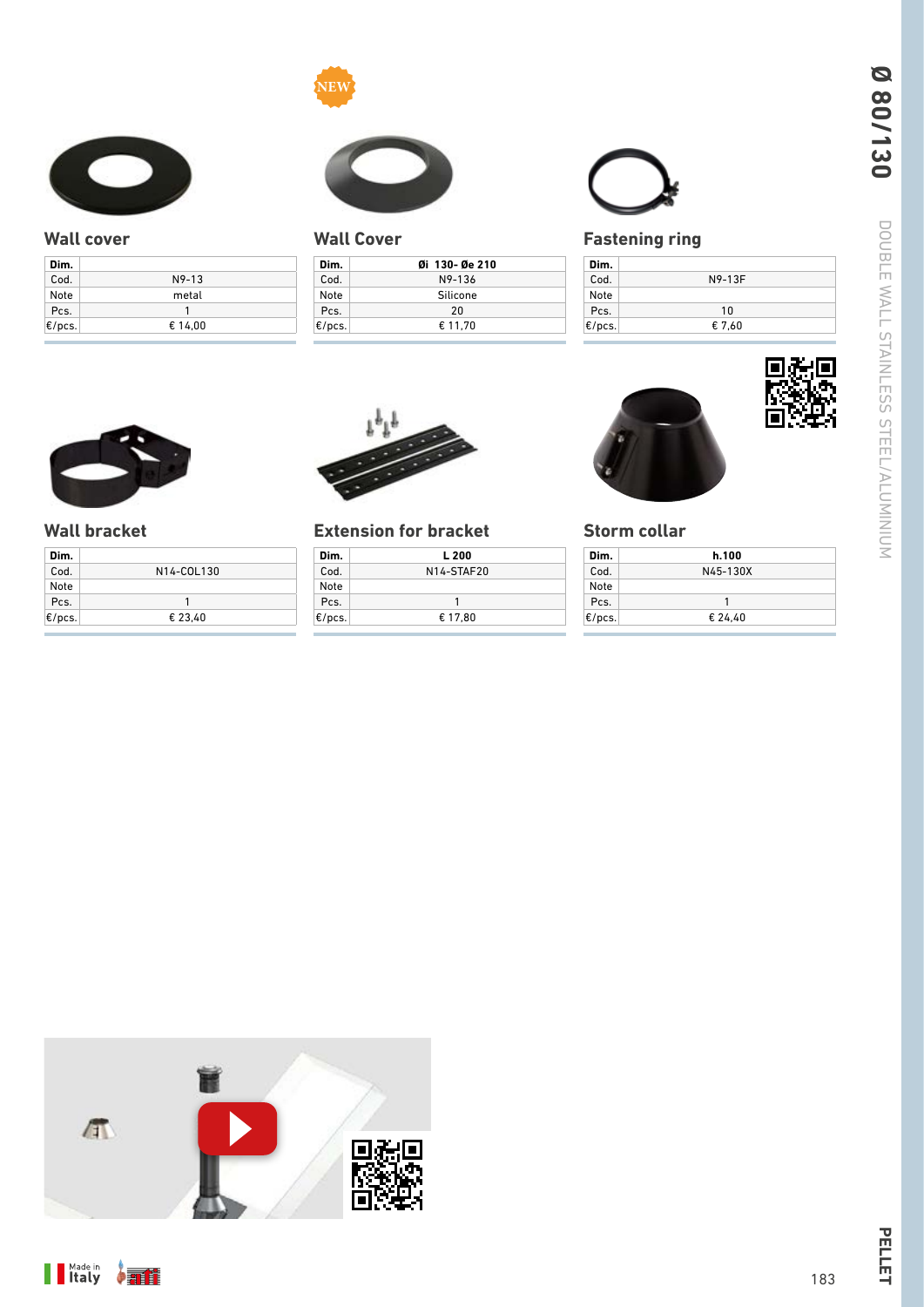# Ø 80/130

DOUBLE WALL STAINLESS STEEL/ALUMINIUM

## Wall cover

| Dim. | |
|---|---|
| Cod. | N9-13 |
| Note | metal |
| Pcs. | 1 |
| €/pcs. | € 14,00 |

## Wall Cover

NEW

| Dim. | Øi 130- Øe 210 |
|---|---|
| Cod. | N9-136 |
| Note | Silicone |
| Pcs. | 20 |
| €/pcs. | € 11,70 |

## Fastening ring

| Dim. | |
|---|---|
| Cod. | N9-13F |
| Note | |
| Pcs. | 10 |
| €/pcs. | € 7,60 |

## Wall bracket

| Dim. | |
|---|---|
| Cod. | N14-COL130 |
| Note | |
| Pcs. | 1 |
| €/pcs. | € 23,40 |

## Extension for bracket

| Dim. | L 200 |
|---|---|
| Cod. | N14-STAF20 |
| Note | |
| Pcs. | 1 |
| €/pcs. | € 17,80 |

## Storm collar

| Dim. | h.100 |
|---|---|
| Cod. | N45-130X |
| Note | |
| Pcs. | 1 |
| €/pcs. | € 24,40 |

Made in Italy

PELLET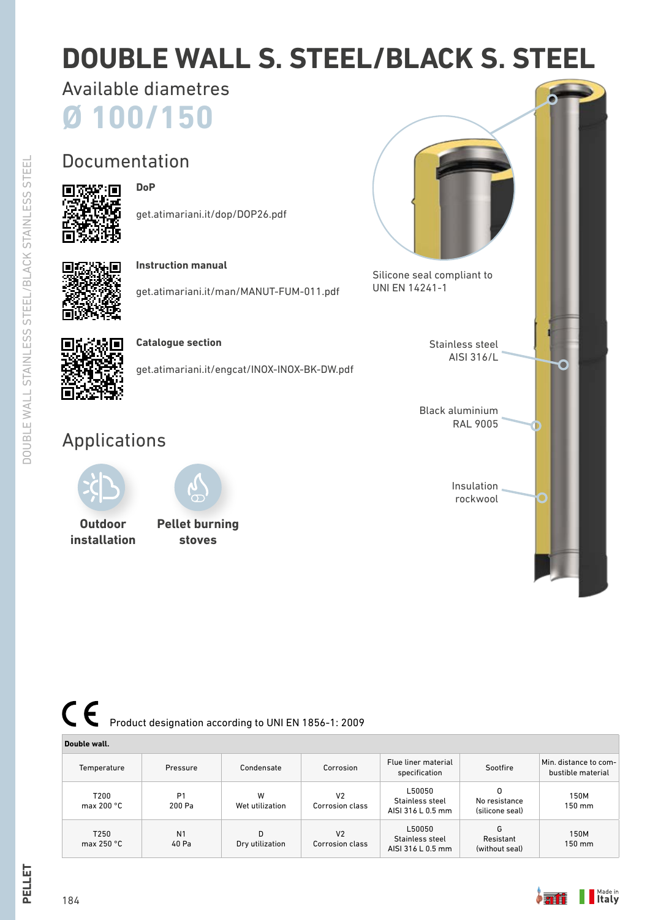# DOUBLE WALL S. STEEL/BLACK S. STEEL

Available diametres

**Ø 100/150**

## Documentation

**DoP**

get.atimariani.it/dop/DOP26.pdf

**Instruction manual**

get.atimariani.it/man/MANUT-FUM-011.pdf

**Catalogue section**

get.atimariani.it/engcat/INOX-INOX-BK-DW.pdf

Silicone seal compliant to UNI EN 14241-1

Stainless steel AISI 316/L

Black aluminium RAL 9005

Insulation rockwool

## Applications

**Outdoor installation**

**Pellet burning stoves**

CE Product designation according to UNI EN 1856-1: 2009

| Double wall. | | | | | | |
|---|---|---|---|---|---|---|
| Temperature | Pressure | Condensate | Corrosion | Flue liner material specification | Sootfire | Min. distance to combustible material |
| T200 max 200 °C | P1 200 Pa | W Wet utilization | V2 Corrosion class | L50050 Stainless steel AISI 316 L 0.5 mm | O No resistance (silicone seal) | 150M 150 mm |
| T250 max 250 °C | N1 40 Pa | D Dry utilization | V2 Corrosion class | L50050 Stainless steel AISI 316 L 0.5 mm | G Resistant (without seal) | 150M 150 mm |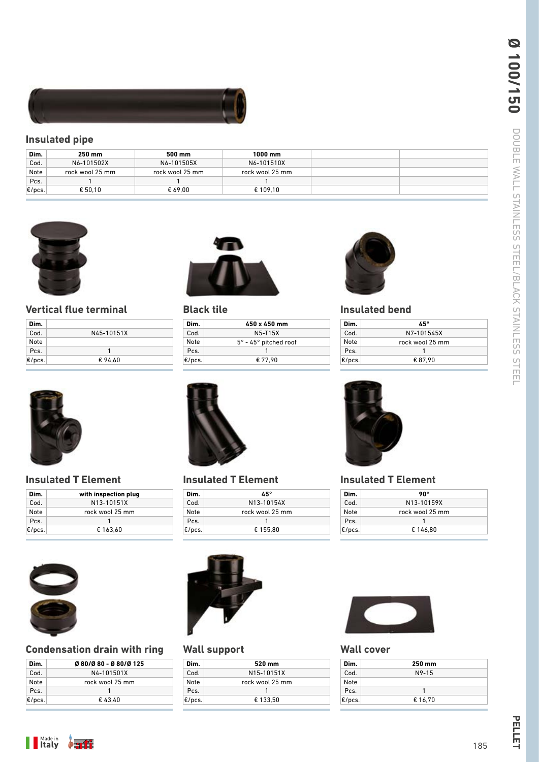## Insulated pipe

| Dim. | 250 mm | 500 mm | 1000 mm | | |
|---|---|---|---|---|---|
| Cod. | N6-101502X | N6-101505X | N6-101510X | | |
| Note | rock wool 25 mm | rock wool 25 mm | rock wool 25 mm | | |
| Pcs. | 1 | 1 | 1 | | |
| €/pcs. | € 50,10 | € 69,00 | € 109,10 | | |

## Vertical flue terminal

| Dim. | |
|---|---|
| Cod. | N45-10151X |
| Note | |
| Pcs. | 1 |
| €/pcs. | € 94,60 |

## Black tile

| Dim. | 450 x 450 mm |
|---|---|
| Cod. | N5-T15X |
| Note | 5° - 45° pitched roof |
| Pcs. | 1 |
| €/pcs. | € 77,90 |

## Insulated bend

| Dim. | 45° |
|---|---|
| Cod. | N7-101545X |
| Note | rock wool 25 mm |
| Pcs. | 1 |
| €/pcs. | € 87,90 |

## Insulated T Element

| Dim. | with inspection plug |
|---|---|
| Cod. | N13-10151X |
| Note | rock wool 25 mm |
| Pcs. | 1 |
| €/pcs. | € 163,60 |

## Insulated T Element

| Dim. | 45° |
|---|---|
| Cod. | N13-10154X |
| Note | rock wool 25 mm |
| Pcs. | 1 |
| €/pcs. | € 155,80 |

## Insulated T Element

| Dim. | 90° |
|---|---|
| Cod. | N13-10159X |
| Note | rock wool 25 mm |
| Pcs. | 1 |
| €/pcs. | € 146,80 |

## Condensation drain with ring

| Dim. | Ø 80/Ø 80 - Ø 80/Ø 125 |
|---|---|
| Cod. | N4-101501X |
| Note | rock wool 25 mm |
| Pcs. | 1 |
| €/pcs. | € 43,40 |

## Wall support

| Dim. | 520 mm |
|---|---|
| Cod. | N15-10151X |
| Note | rock wool 25 mm |
| Pcs. | 1 |
| €/pcs. | € 133,50 |

## Wall cover

| Dim. | 250 mm |
|---|---|
| Cod. | N9-15 |
| Note | |
| Pcs. | 1 |
| €/pcs. | € 16,70 |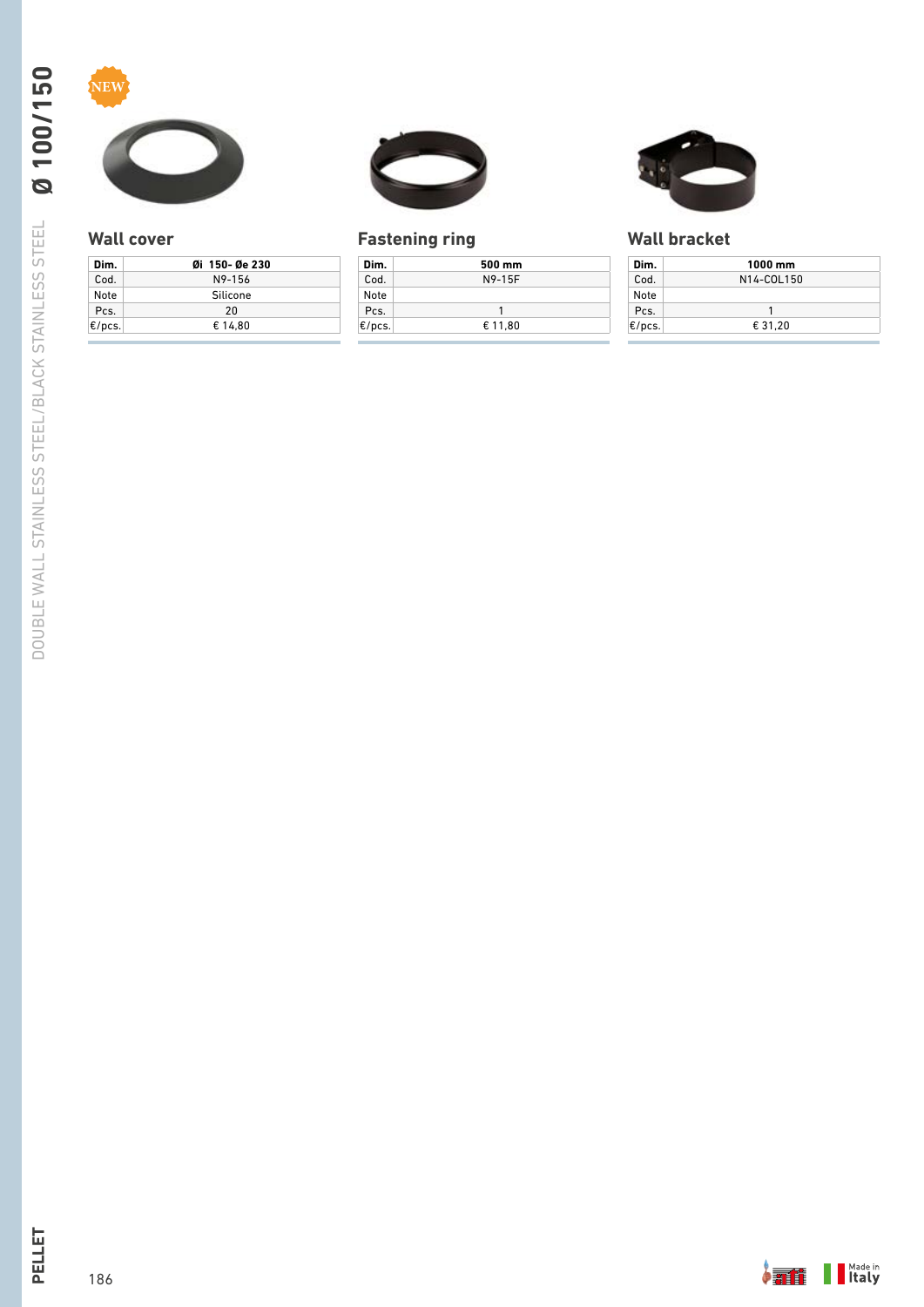NEW

## Wall cover

| Dim. | Øi 150- Øe 230 |
|---|---|
| Cod. | N9-156 |
| Note | Silicone |
| Pcs. | 20 |
| €/pcs. | € 14,80 |

## Fastening ring

| Dim. | 500 mm |
|---|---|
| Cod. | N9-15F |
| Note | |
| Pcs. | 1 |
| €/pcs. | € 11,80 |

## Wall bracket

| Dim. | 1000 mm |
|---|---|
| Cod. | N14-COL150 |
| Note | |
| Pcs. | 1 |
| €/pcs. | € 31,20 |